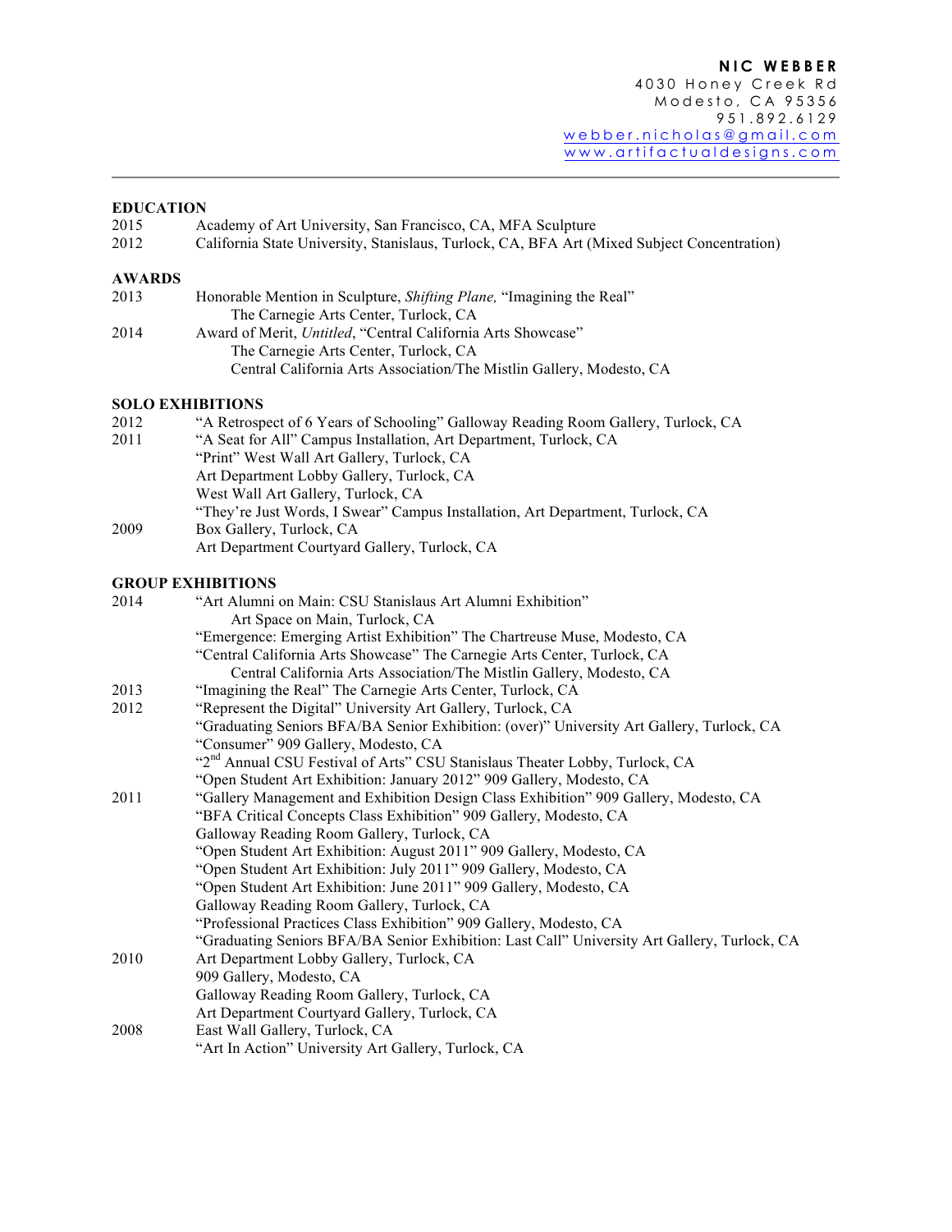**NIC WEBBER**
4030 Honey Creek Rd
Modesto, CA 95356
951.892.6129
webber.nicholas@gmail.com
www.artifactualdesigns.com

---

## EDUCATION

2015 Academy of Art University, San Francisco, CA, MFA Sculpture
2012 California State University, Stanislaus, Turlock, CA, BFA Art (Mixed Subject Concentration)

## AWARDS

2013 Honorable Mention in Sculpture, *Shifting Plane,* "Imagining the Real"
The Carnegie Arts Center, Turlock, CA
2014 Award of Merit, *Untitled*, "Central California Arts Showcase"
The Carnegie Arts Center, Turlock, CA
Central California Arts Association/The Mistlin Gallery, Modesto, CA

## SOLO EXHIBITIONS

2012 "A Retrospect of 6 Years of Schooling" Galloway Reading Room Gallery, Turlock, CA
2011 "A Seat for All" Campus Installation, Art Department, Turlock, CA
"Print" West Wall Art Gallery, Turlock, CA
Art Department Lobby Gallery, Turlock, CA
West Wall Art Gallery, Turlock, CA
"They're Just Words, I Swear" Campus Installation, Art Department, Turlock, CA
2009 Box Gallery, Turlock, CA
Art Department Courtyard Gallery, Turlock, CA

## GROUP EXHIBITIONS

2014 "Art Alumni on Main: CSU Stanislaus Art Alumni Exhibition"
Art Space on Main, Turlock, CA
"Emergence: Emerging Artist Exhibition" The Chartreuse Muse, Modesto, CA
"Central California Arts Showcase" The Carnegie Arts Center, Turlock, CA
Central California Arts Association/The Mistlin Gallery, Modesto, CA
2013 "Imagining the Real" The Carnegie Arts Center, Turlock, CA
2012 "Represent the Digital" University Art Gallery, Turlock, CA
"Graduating Seniors BFA/BA Senior Exhibition: (over)" University Art Gallery, Turlock, CA
"Consumer" 909 Gallery, Modesto, CA
"2nd Annual CSU Festival of Arts" CSU Stanislaus Theater Lobby, Turlock, CA
"Open Student Art Exhibition: January 2012" 909 Gallery, Modesto, CA
2011 "Gallery Management and Exhibition Design Class Exhibition" 909 Gallery, Modesto, CA
"BFA Critical Concepts Class Exhibition" 909 Gallery, Modesto, CA
Galloway Reading Room Gallery, Turlock, CA
"Open Student Art Exhibition: August 2011" 909 Gallery, Modesto, CA
"Open Student Art Exhibition: July 2011" 909 Gallery, Modesto, CA
"Open Student Art Exhibition: June 2011" 909 Gallery, Modesto, CA
Galloway Reading Room Gallery, Turlock, CA
"Professional Practices Class Exhibition" 909 Gallery, Modesto, CA
"Graduating Seniors BFA/BA Senior Exhibition: Last Call" University Art Gallery, Turlock, CA
2010 Art Department Lobby Gallery, Turlock, CA
909 Gallery, Modesto, CA
Galloway Reading Room Gallery, Turlock, CA
Art Department Courtyard Gallery, Turlock, CA
2008 East Wall Gallery, Turlock, CA
"Art In Action" University Art Gallery, Turlock, CA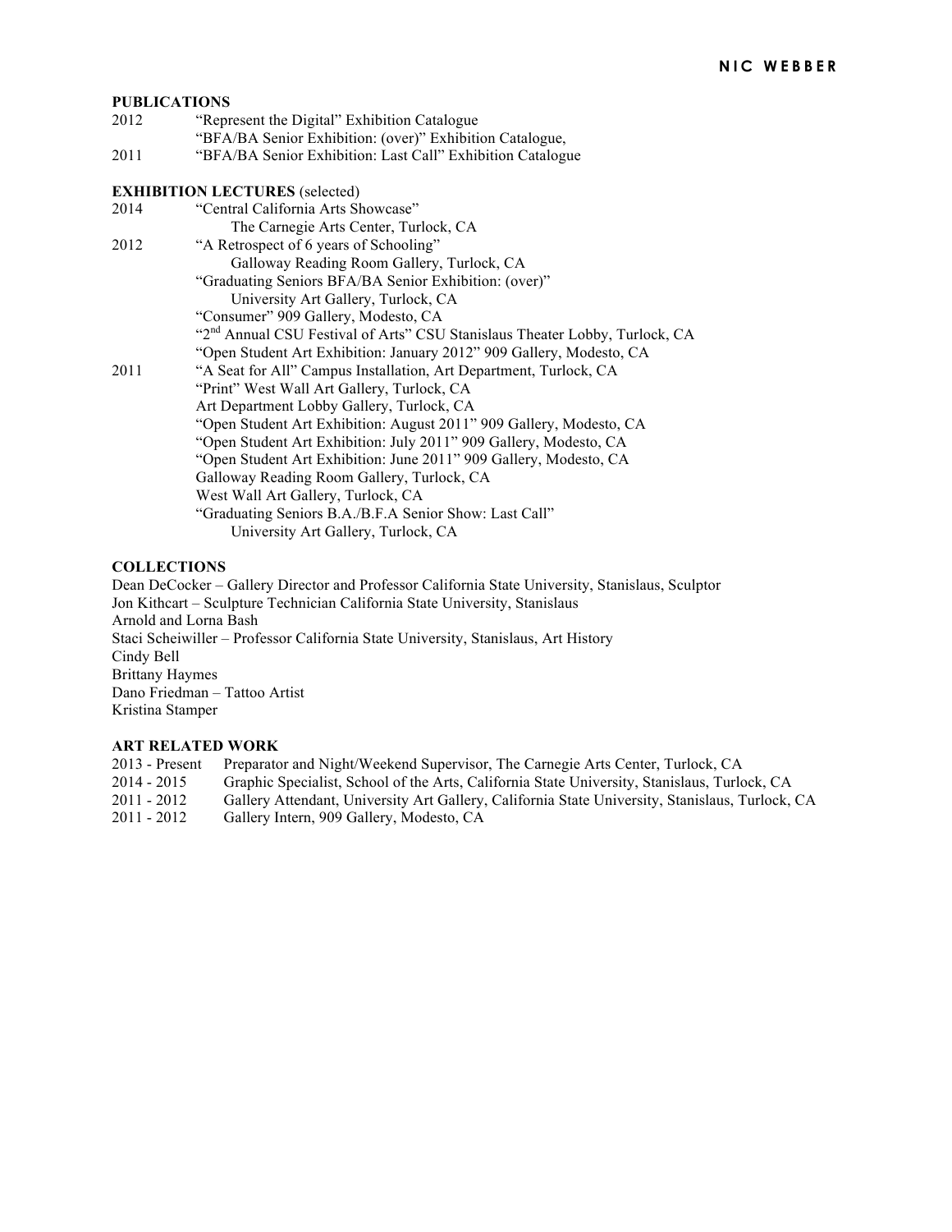## PUBLICATIONS

2012 “Represent the Digital” Exhibition Catalogue
“BFA/BA Senior Exhibition: (over)” Exhibition Catalogue,
2011 “BFA/BA Senior Exhibition: Last Call” Exhibition Catalogue

## EXHIBITION LECTURES (selected)

2014 “Central California Arts Showcase”
The Carnegie Arts Center, Turlock, CA
2012 “A Retrospect of 6 years of Schooling”
Galloway Reading Room Gallery, Turlock, CA
“Graduating Seniors BFA/BA Senior Exhibition: (over)”
University Art Gallery, Turlock, CA
“Consumer” 909 Gallery, Modesto, CA
“2nd Annual CSU Festival of Arts” CSU Stanislaus Theater Lobby, Turlock, CA
“Open Student Art Exhibition: January 2012” 909 Gallery, Modesto, CA
2011 “A Seat for All” Campus Installation, Art Department, Turlock, CA
“Print” West Wall Art Gallery, Turlock, CA
Art Department Lobby Gallery, Turlock, CA
“Open Student Art Exhibition: August 2011” 909 Gallery, Modesto, CA
“Open Student Art Exhibition: July 2011” 909 Gallery, Modesto, CA
“Open Student Art Exhibition: June 2011” 909 Gallery, Modesto, CA
Galloway Reading Room Gallery, Turlock, CA
West Wall Art Gallery, Turlock, CA
“Graduating Seniors B.A./B.F.A Senior Show: Last Call”
University Art Gallery, Turlock, CA

## COLLECTIONS

Dean DeCocker – Gallery Director and Professor California State University, Stanislaus, Sculptor
Jon Kithcart – Sculpture Technician California State University, Stanislaus
Arnold and Lorna Bash
Staci Scheiwiller – Professor California State University, Stanislaus, Art History
Cindy Bell
Brittany Haymes
Dano Friedman – Tattoo Artist
Kristina Stamper

## ART RELATED WORK

2013 - Present Preparator and Night/Weekend Supervisor, The Carnegie Arts Center, Turlock, CA
2014 - 2015 Graphic Specialist, School of the Arts, California State University, Stanislaus, Turlock, CA
2011 - 2012 Gallery Attendant, University Art Gallery, California State University, Stanislaus, Turlock, CA
2011 - 2012 Gallery Intern, 909 Gallery, Modesto, CA